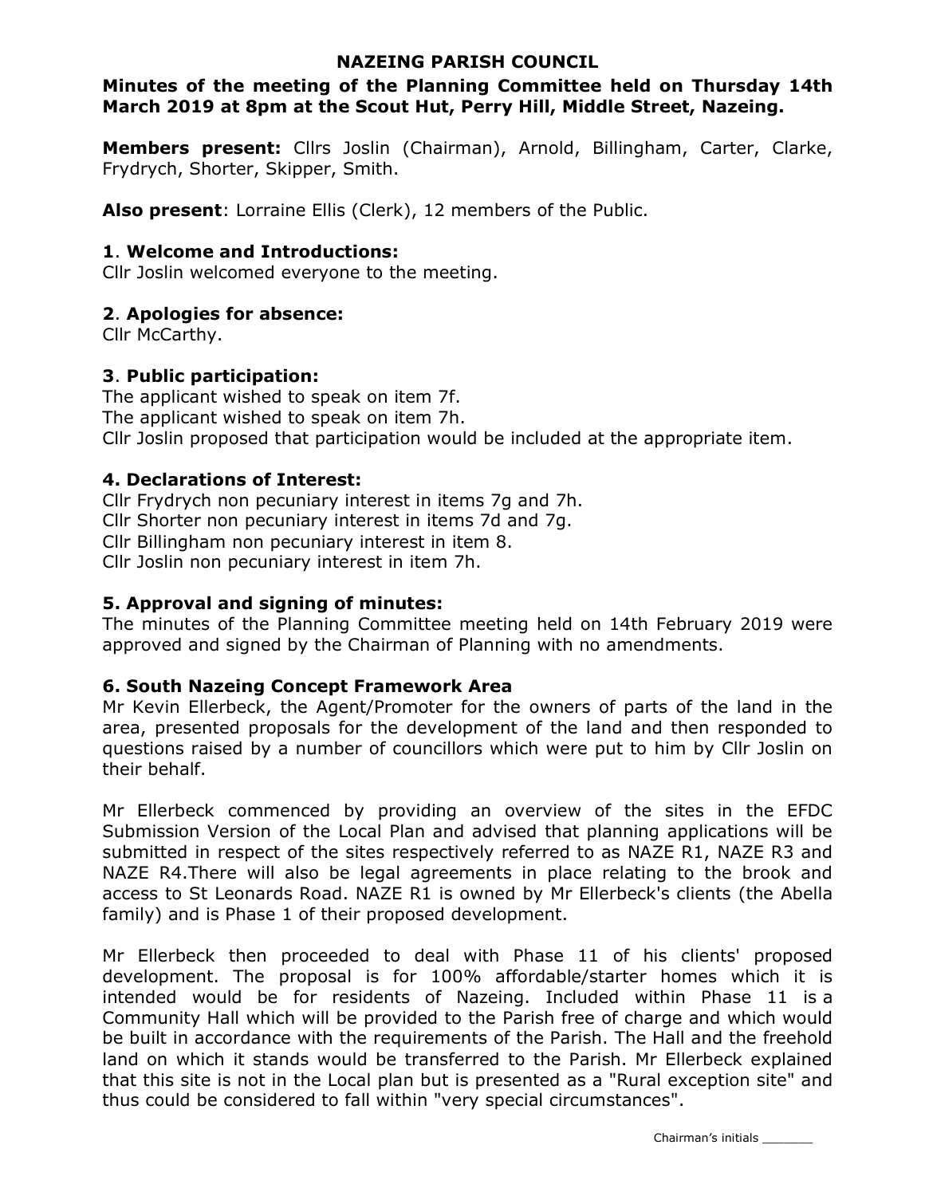# NAZEING PARISH COUNCIL

**Minutes of the meeting of the Planning Committee held on Thursday 14th March 2019 at 8pm at the Scout Hut, Perry Hill, Middle Street, Nazeing.**

**Members present:** Cllrs Joslin (Chairman), Arnold, Billingham, Carter, Clarke, Frydrych, Shorter, Skipper, Smith.

**Also present**: Lorraine Ellis (Clerk), 12 members of the Public.

## 1. Welcome and Introductions:

Cllr Joslin welcomed everyone to the meeting.

## 2. Apologies for absence:

Cllr McCarthy.

## 3. Public participation:

The applicant wished to speak on item 7f.
The applicant wished to speak on item 7h.
Cllr Joslin proposed that participation would be included at the appropriate item.

## 4. Declarations of Interest:

Cllr Frydrych non pecuniary interest in items 7g and 7h.
Cllr Shorter non pecuniary interest in items 7d and 7g.
Cllr Billingham non pecuniary interest in item 8.
Cllr Joslin non pecuniary interest in item 7h.

## 5. Approval and signing of minutes:

The minutes of the Planning Committee meeting held on 14th February 2019 were approved and signed by the Chairman of Planning with no amendments.

## 6. South Nazeing Concept Framework Area

Mr Kevin Ellerbeck, the Agent/Promoter for the owners of parts of the land in the area, presented proposals for the development of the land and then responded to questions raised by a number of councillors which were put to him by Cllr Joslin on their behalf.

Mr Ellerbeck commenced by providing an overview of the sites in the EFDC Submission Version of the Local Plan and advised that planning applications will be submitted in respect of the sites respectively referred to as NAZE R1, NAZE R3 and NAZE R4.There will also be legal agreements in place relating to the brook and access to St Leonards Road. NAZE R1 is owned by Mr Ellerbeck's clients (the Abella family) and is Phase 1 of their proposed development.

Mr Ellerbeck then proceeded to deal with Phase 11 of his clients' proposed development. The proposal is for 100% affordable/starter homes which it is intended would be for residents of Nazeing. Included within Phase 11 is a Community Hall which will be provided to the Parish free of charge and which would be built in accordance with the requirements of the Parish. The Hall and the freehold land on which it stands would be transferred to the Parish. Mr Ellerbeck explained that this site is not in the Local plan but is presented as a "Rural exception site" and thus could be considered to fall within "very special circumstances".

Chairman's initials _______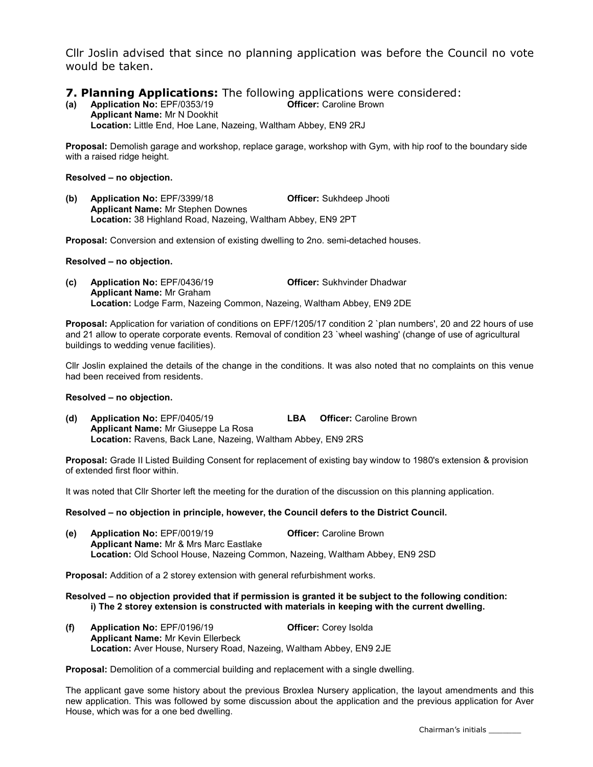Cllr Joslin advised that since no planning application was before the Council no vote would be taken.

## 7. Planning Applications: The following applications were considered:

**(a) Application No:** EPF/0353/19 **Officer:** Caroline Brown
**Applicant Name:** Mr N Dookhit
**Location:** Little End, Hoe Lane, Nazeing, Waltham Abbey, EN9 2RJ

**Proposal:** Demolish garage and workshop, replace garage, workshop with Gym, with hip roof to the boundary side with a raised ridge height.

**Resolved – no objection.**

**(b) Application No:** EPF/3399/18 **Officer:** Sukhdeep Jhooti
**Applicant Name:** Mr Stephen Downes
**Location:** 38 Highland Road, Nazeing, Waltham Abbey, EN9 2PT

**Proposal:** Conversion and extension of existing dwelling to 2no. semi-detached houses.

**Resolved – no objection.**

**(c) Application No:** EPF/0436/19 **Officer:** Sukhvinder Dhadwar
**Applicant Name:** Mr Graham
**Location:** Lodge Farm, Nazeing Common, Nazeing, Waltham Abbey, EN9 2DE

**Proposal:** Application for variation of conditions on EPF/1205/17 condition 2 `plan numbers', 20 and 22 hours of use and 21 allow to operate corporate events. Removal of condition 23 `wheel washing' (change of use of agricultural buildings to wedding venue facilities).

Cllr Joslin explained the details of the change in the conditions. It was also noted that no complaints on this venue had been received from residents.

**Resolved – no objection.**

**(d) Application No:** EPF/0405/19 **LBA** **Officer:** Caroline Brown
**Applicant Name:** Mr Giuseppe La Rosa
**Location:** Ravens, Back Lane, Nazeing, Waltham Abbey, EN9 2RS

**Proposal:** Grade II Listed Building Consent for replacement of existing bay window to 1980's extension & provision of extended first floor within.

It was noted that Cllr Shorter left the meeting for the duration of the discussion on this planning application.

**Resolved – no objection in principle, however, the Council defers to the District Council.**

**(e) Application No:** EPF/0019/19 **Officer:** Caroline Brown
**Applicant Name:** Mr & Mrs Marc Eastlake
**Location:** Old School House, Nazeing Common, Nazeing, Waltham Abbey, EN9 2SD

**Proposal:** Addition of a 2 storey extension with general refurbishment works.

**Resolved – no objection provided that if permission is granted it be subject to the following condition:**
**i) The 2 storey extension is constructed with materials in keeping with the current dwelling.**

**(f) Application No:** EPF/0196/19 **Officer:** Corey Isolda
**Applicant Name:** Mr Kevin Ellerbeck
**Location:** Aver House, Nursery Road, Nazeing, Waltham Abbey, EN9 2JE

**Proposal:** Demolition of a commercial building and replacement with a single dwelling.

The applicant gave some history about the previous Broxlea Nursery application, the layout amendments and this new application. This was followed by some discussion about the application and the previous application for Aver House, which was for a one bed dwelling.

Chairman's initials _______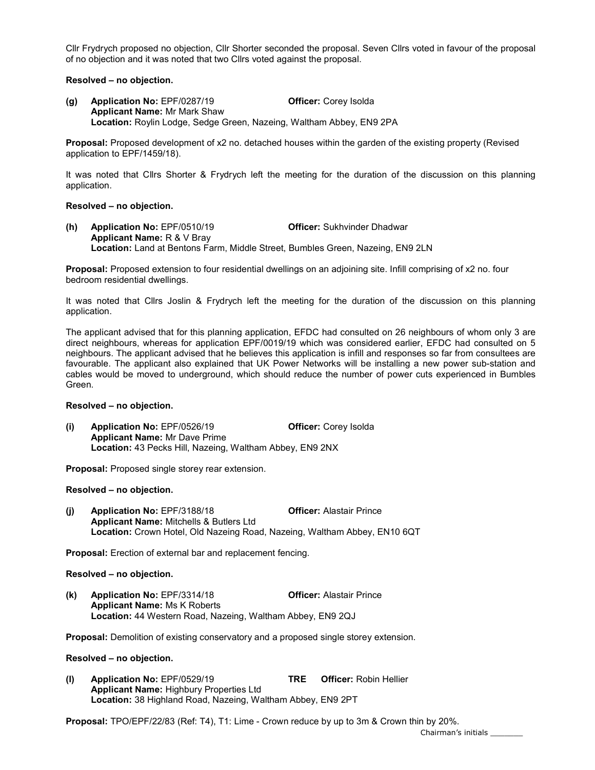Cllr Frydrych proposed no objection, Cllr Shorter seconded the proposal. Seven Cllrs voted in favour of the proposal of no objection and it was noted that two Cllrs voted against the proposal.

**Resolved – no objection.**

**(g) Application No:** EPF/0287/19 **Officer:** Corey Isolda
**Applicant Name:** Mr Mark Shaw
**Location:** Roylin Lodge, Sedge Green, Nazeing, Waltham Abbey, EN9 2PA

**Proposal:** Proposed development of x2 no. detached houses within the garden of the existing property (Revised application to EPF/1459/18).

It was noted that Cllrs Shorter & Frydrych left the meeting for the duration of the discussion on this planning application.

**Resolved – no objection.**

**(h) Application No:** EPF/0510/19 **Officer:** Sukhvinder Dhadwar
**Applicant Name:** R & V Bray
**Location:** Land at Bentons Farm, Middle Street, Bumbles Green, Nazeing, EN9 2LN

**Proposal:** Proposed extension to four residential dwellings on an adjoining site. Infill comprising of x2 no. four bedroom residential dwellings.

It was noted that Cllrs Joslin & Frydrych left the meeting for the duration of the discussion on this planning application.

The applicant advised that for this planning application, EFDC had consulted on 26 neighbours of whom only 3 are direct neighbours, whereas for application EPF/0019/19 which was considered earlier, EFDC had consulted on 5 neighbours. The applicant advised that he believes this application is infill and responses so far from consultees are favourable. The applicant also explained that UK Power Networks will be installing a new power sub-station and cables would be moved to underground, which should reduce the number of power cuts experienced in Bumbles Green.

**Resolved – no objection.**

**(i) Application No:** EPF/0526/19 **Officer:** Corey Isolda
**Applicant Name:** Mr Dave Prime
**Location:** 43 Pecks Hill, Nazeing, Waltham Abbey, EN9 2NX

**Proposal:** Proposed single storey rear extension.

**Resolved – no objection.**

**(j) Application No:** EPF/3188/18 **Officer:** Alastair Prince
**Applicant Name:** Mitchells & Butlers Ltd
**Location:** Crown Hotel, Old Nazeing Road, Nazeing, Waltham Abbey, EN10 6QT

**Proposal:** Erection of external bar and replacement fencing.

**Resolved – no objection.**

**(k) Application No:** EPF/3314/18 **Officer:** Alastair Prince
**Applicant Name:** Ms K Roberts
**Location:** 44 Western Road, Nazeing, Waltham Abbey, EN9 2QJ

**Proposal:** Demolition of existing conservatory and a proposed single storey extension.

**Resolved – no objection.**

**(l) Application No:** EPF/0529/19 **TRE** **Officer:** Robin Hellier
**Applicant Name:** Highbury Properties Ltd
**Location:** 38 Highland Road, Nazeing, Waltham Abbey, EN9 2PT

**Proposal:** TPO/EPF/22/83 (Ref: T4), T1: Lime - Crown reduce by up to 3m & Crown thin by 20%.

Chairman's initials ________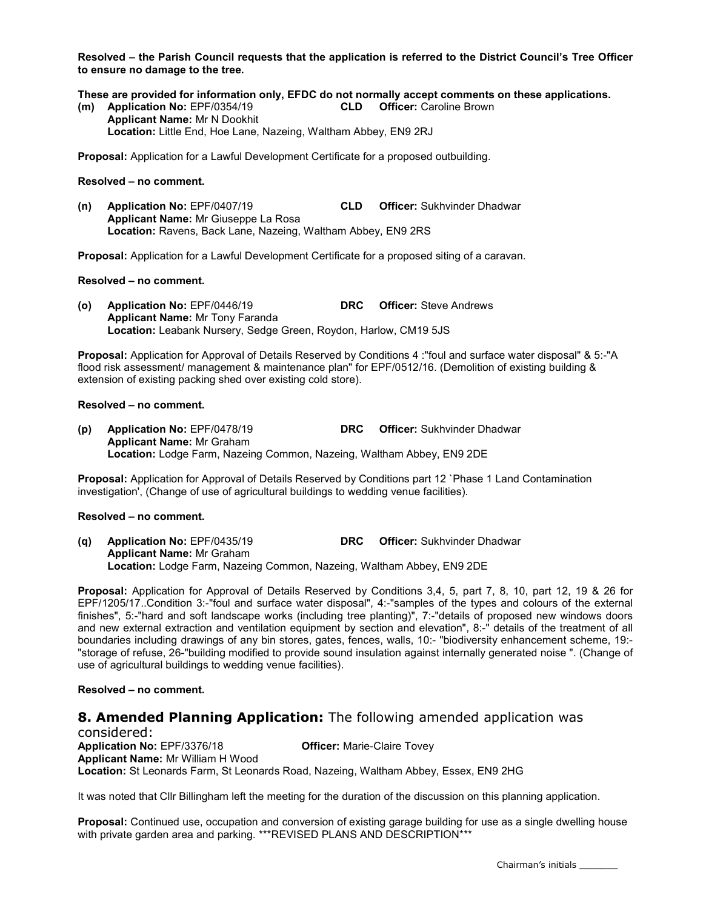**Resolved – the Parish Council requests that the application is referred to the District Council's Tree Officer to ensure no damage to the tree.**

**These are provided for information only, EFDC do not normally accept comments on these applications.**

**(m) Application No:** EPF/0354/19 **CLD Officer:** Caroline Brown
**Applicant Name:** Mr N Dookhit
**Location:** Little End, Hoe Lane, Nazeing, Waltham Abbey, EN9 2RJ

**Proposal:** Application for a Lawful Development Certificate for a proposed outbuilding.

**Resolved – no comment.**

**(n) Application No:** EPF/0407/19 **CLD Officer:** Sukhvinder Dhadwar
**Applicant Name:** Mr Giuseppe La Rosa
**Location:** Ravens, Back Lane, Nazeing, Waltham Abbey, EN9 2RS

**Proposal:** Application for a Lawful Development Certificate for a proposed siting of a caravan.

**Resolved – no comment.**

**(o) Application No:** EPF/0446/19 **DRC Officer:** Steve Andrews
**Applicant Name:** Mr Tony Faranda
**Location:** Leabank Nursery, Sedge Green, Roydon, Harlow, CM19 5JS

**Proposal:** Application for Approval of Details Reserved by Conditions 4 :"foul and surface water disposal" & 5:-"A flood risk assessment/ management & maintenance plan" for EPF/0512/16. (Demolition of existing building & extension of existing packing shed over existing cold store).

**Resolved – no comment.**

**(p) Application No:** EPF/0478/19 **DRC Officer:** Sukhvinder Dhadwar
**Applicant Name:** Mr Graham
**Location:** Lodge Farm, Nazeing Common, Nazeing, Waltham Abbey, EN9 2DE

**Proposal:** Application for Approval of Details Reserved by Conditions part 12 `Phase 1 Land Contamination investigation', (Change of use of agricultural buildings to wedding venue facilities).

**Resolved – no comment.**

**(q) Application No:** EPF/0435/19 **DRC Officer:** Sukhvinder Dhadwar
**Applicant Name:** Mr Graham
**Location:** Lodge Farm, Nazeing Common, Nazeing, Waltham Abbey, EN9 2DE

**Proposal:** Application for Approval of Details Reserved by Conditions 3,4, 5, part 7, 8, 10, part 12, 19 & 26 for EPF/1205/17..Condition 3:-"foul and surface water disposal", 4:-"samples of the types and colours of the external finishes", 5:-"hard and soft landscape works (including tree planting)", 7:-"details of proposed new windows doors and new external extraction and ventilation equipment by section and elevation", 8:-" details of the treatment of all boundaries including drawings of any bin stores, gates, fences, walls, 10:- "biodiversity enhancement scheme, 19:- "storage of refuse, 26-"building modified to provide sound insulation against internally generated noise ". (Change of use of agricultural buildings to wedding venue facilities).

**Resolved – no comment.**

## 8. Amended Planning Application: The following amended application was considered:

**Application No:** EPF/3376/18 **Officer:** Marie-Claire Tovey
**Applicant Name:** Mr William H Wood
**Location:** St Leonards Farm, St Leonards Road, Nazeing, Waltham Abbey, Essex, EN9 2HG

It was noted that Cllr Billingham left the meeting for the duration of the discussion on this planning application.

**Proposal:** Continued use, occupation and conversion of existing garage building for use as a single dwelling house with private garden area and parking. ***REVISED PLANS AND DESCRIPTION***

Chairman's initials ________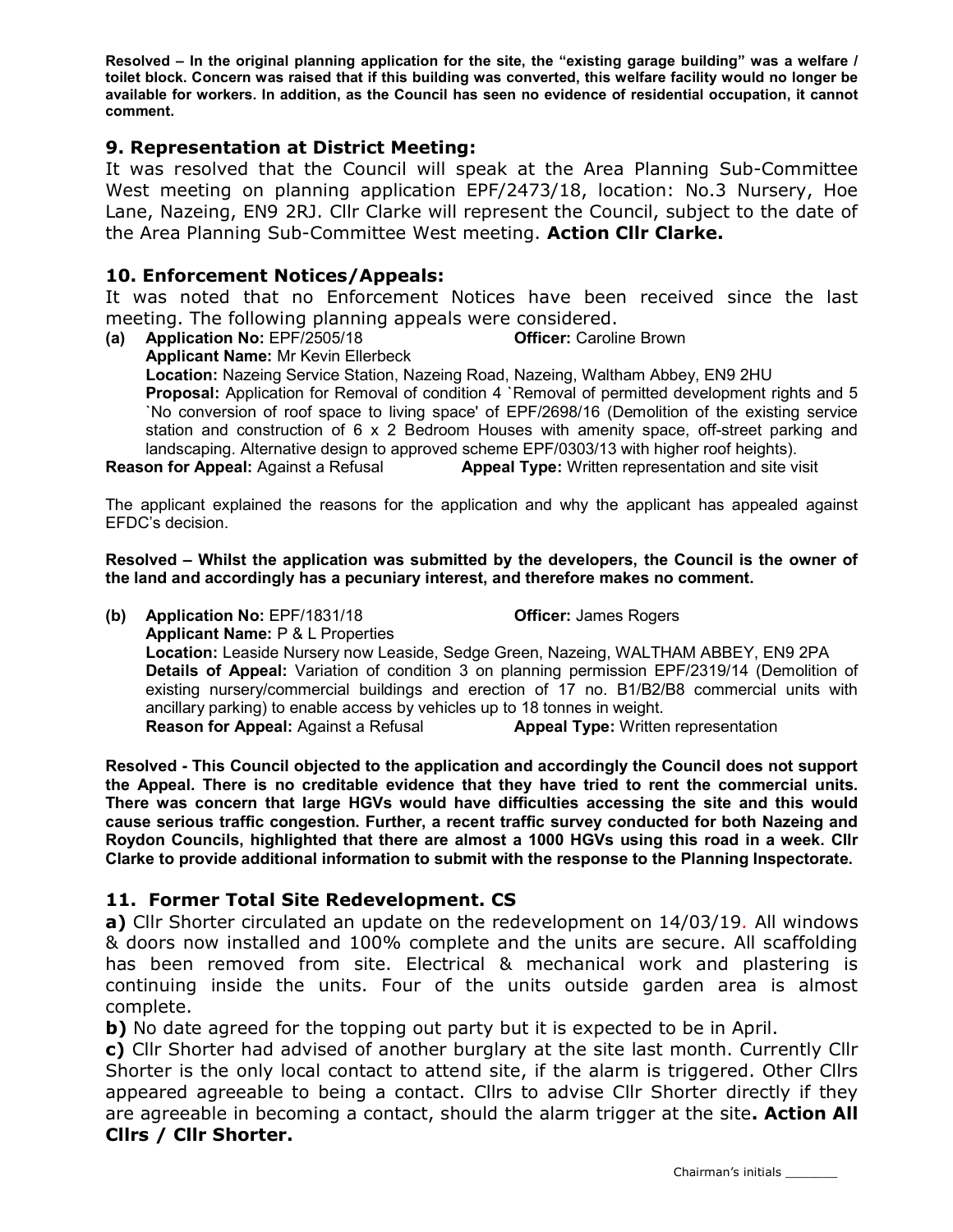**Resolved – In the original planning application for the site, the "existing garage building" was a welfare / toilet block. Concern was raised that if this building was converted, this welfare facility would no longer be available for workers. In addition, as the Council has seen no evidence of residential occupation, it cannot comment.**

## 9. Representation at District Meeting:

It was resolved that the Council will speak at the Area Planning Sub-Committee West meeting on planning application EPF/2473/18, location: No.3 Nursery, Hoe Lane, Nazeing, EN9 2RJ. Cllr Clarke will represent the Council, subject to the date of the Area Planning Sub-Committee West meeting. **Action Cllr Clarke.**

## 10. Enforcement Notices/Appeals:

It was noted that no Enforcement Notices have been received since the last meeting. The following planning appeals were considered.

**(a) Application No:** EPF/2505/18 **Officer:** Caroline Brown
**Applicant Name:** Mr Kevin Ellerbeck
**Location:** Nazeing Service Station, Nazeing Road, Nazeing, Waltham Abbey, EN9 2HU
**Proposal:** Application for Removal of condition 4 `Removal of permitted development rights and 5 `No conversion of roof space to living space' of EPF/2698/16 (Demolition of the existing service station and construction of 6 x 2 Bedroom Houses with amenity space, off-street parking and landscaping. Alternative design to approved scheme EPF/0303/13 with higher roof heights).
**Reason for Appeal:** Against a Refusal **Appeal Type:** Written representation and site visit

The applicant explained the reasons for the application and why the applicant has appealed against EFDC's decision.

**Resolved – Whilst the application was submitted by the developers, the Council is the owner of the land and accordingly has a pecuniary interest, and therefore makes no comment.**

**(b) Application No:** EPF/1831/18 **Officer:** James Rogers
**Applicant Name:** P & L Properties
**Location:** Leaside Nursery now Leaside, Sedge Green, Nazeing, WALTHAM ABBEY, EN9 2PA
**Details of Appeal:** Variation of condition 3 on planning permission EPF/2319/14 (Demolition of existing nursery/commercial buildings and erection of 17 no. B1/B2/B8 commercial units with ancillary parking) to enable access by vehicles up to 18 tonnes in weight.
**Reason for Appeal:** Against a Refusal **Appeal Type:** Written representation

**Resolved - This Council objected to the application and accordingly the Council does not support the Appeal. There is no creditable evidence that they have tried to rent the commercial units. There was concern that large HGVs would have difficulties accessing the site and this would cause serious traffic congestion. Further, a recent traffic survey conducted for both Nazeing and Roydon Councils, highlighted that there are almost a 1000 HGVs using this road in a week. Cllr Clarke to provide additional information to submit with the response to the Planning Inspectorate.**

## 11. Former Total Site Redevelopment. CS

**a)** Cllr Shorter circulated an update on the redevelopment on 14/03/19. All windows & doors now installed and 100% complete and the units are secure. All scaffolding has been removed from site. Electrical & mechanical work and plastering is continuing inside the units. Four of the units outside garden area is almost complete.

**b)** No date agreed for the topping out party but it is expected to be in April.

**c)** Cllr Shorter had advised of another burglary at the site last month. Currently Cllr Shorter is the only local contact to attend site, if the alarm is triggered. Other Cllrs appeared agreeable to being a contact. Cllrs to advise Cllr Shorter directly if they are agreeable in becoming a contact, should the alarm trigger at the site**. Action All Cllrs / Cllr Shorter.**

Chairman's initials _______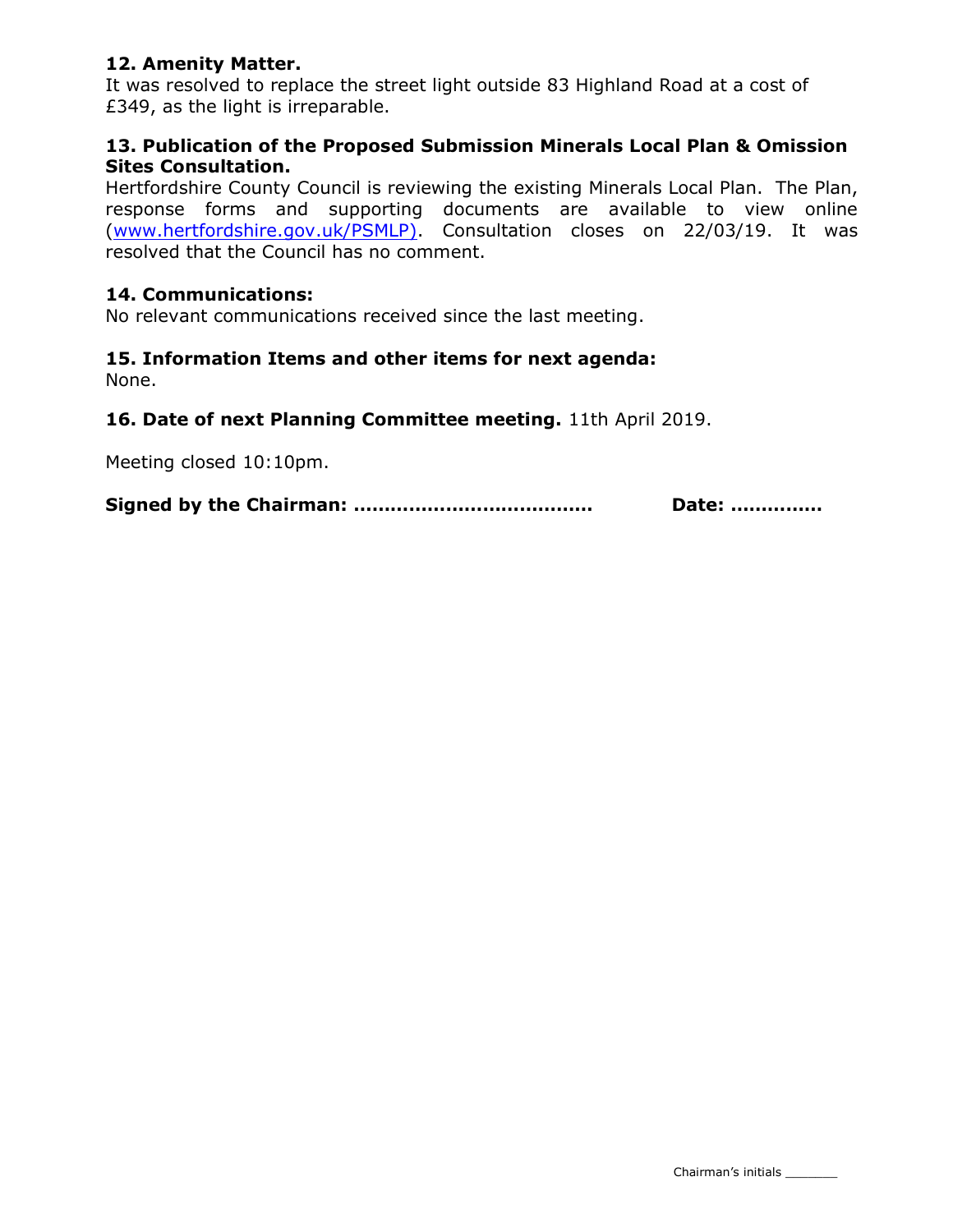**12. Amenity Matter.**
It was resolved to replace the street light outside 83 Highland Road at a cost of £349, as the light is irreparable.

**13. Publication of the Proposed Submission Minerals Local Plan & Omission Sites Consultation.**
Hertfordshire County Council is reviewing the existing Minerals Local Plan. The Plan, response forms and supporting documents are available to view online (www.hertfordshire.gov.uk/PSMLP). Consultation closes on 22/03/19. It was resolved that the Council has no comment.

**14. Communications:**
No relevant communications received since the last meeting.

**15. Information Items and other items for next agenda:**
None.

**16. Date of next Planning Committee meeting.** 11th April 2019.

Meeting closed 10:10pm.

**Signed by the Chairman: ……………………………… Date: ……………**

Chairman's initials _______